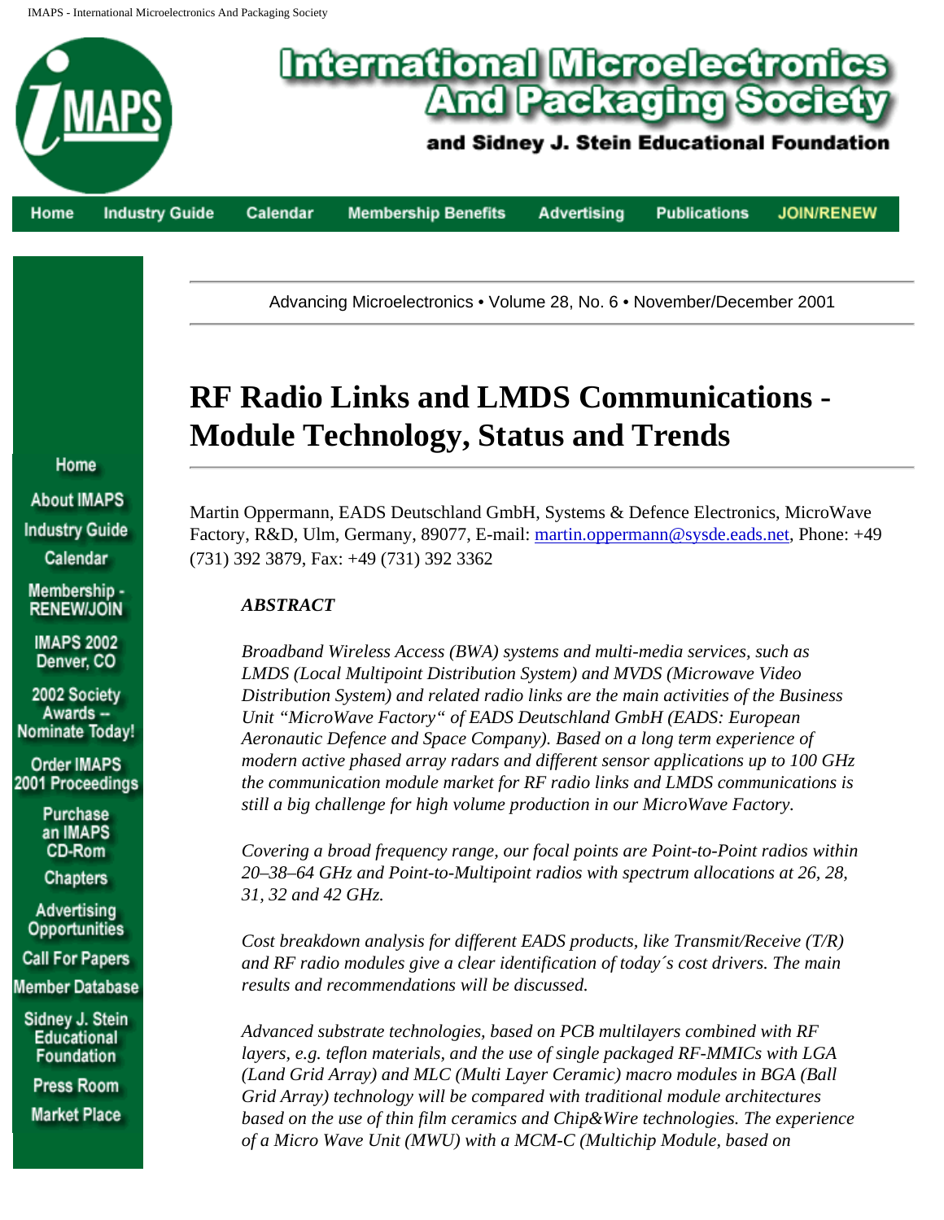Advancing Microelectronics • Volume 28, No. 6 • November/December 2001

# RF Radio Links and LMDS Communications - Module Technology, Status and Trends

Martin Oppermann, EADS Deutschland GmbH, Systems & Defence Electronics, MicroWave Factory, R&D, Ulm, Germany, 89077, E-mail: martin.oppermann@sysde.eads.net, Phone: +49 (731) 392 3879, Fax: +49 (731) 392 3362

***ABSTRACT***

*Broadband Wireless Access (BWA) systems and multi-media services, such as LMDS (Local Multipoint Distribution System) and MVDS (Microwave Video Distribution System) and related radio links are the main activities of the Business Unit "MicroWave Factory" of EADS Deutschland GmbH (EADS: European Aeronautic Defence and Space Company). Based on a long term experience of modern active phased array radars and different sensor applications up to 100 GHz the communication module market for RF radio links and LMDS communications is still a big challenge for high volume production in our MicroWave Factory.*

*Covering a broad frequency range, our focal points are Point-to-Point radios within 20–38–64 GHz and Point-to-Multipoint radios with spectrum allocations at 26, 28, 31, 32 and 42 GHz.*

*Cost breakdown analysis for different EADS products, like Transmit/Receive (T/R) and RF radio modules give a clear identification of today´s cost drivers. The main results and recommendations will be discussed.*

*Advanced substrate technologies, based on PCB multilayers combined with RF layers, e.g. teflon materials, and the use of single packaged RF-MMICs with LGA (Land Grid Array) and MLC (Multi Layer Ceramic) macro modules in BGA (Ball Grid Array) technology will be compared with traditional module architectures based on the use of thin film ceramics and Chip&Wire technologies. The experience of a Micro Wave Unit (MWU) with a MCM-C (Multichip Module, based on*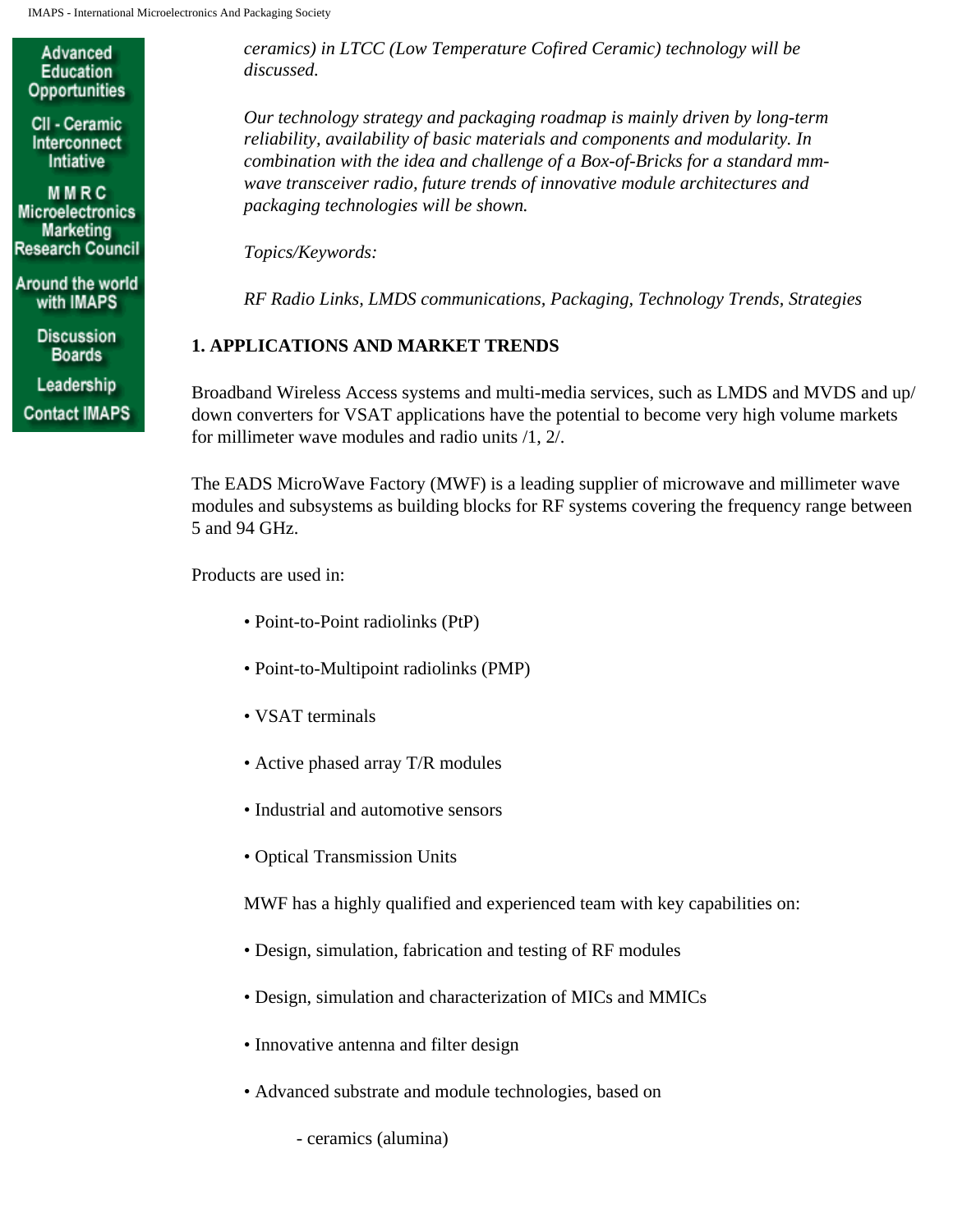*ceramics) in LTCC (Low Temperature Cofired Ceramic) technology will be discussed.*

*Our technology strategy and packaging roadmap is mainly driven by long-term reliability, availability of basic materials and components and modularity. In combination with the idea and challenge of a Box-of-Bricks for a standard mm-wave transceiver radio, future trends of innovative module architectures and packaging technologies will be shown.*

*Topics/Keywords:*

*RF Radio Links, LMDS communications, Packaging, Technology Trends, Strategies*

## 1. APPLICATIONS AND MARKET TRENDS

Broadband Wireless Access systems and multi-media services, such as LMDS and MVDS and up/ down converters for VSAT applications have the potential to become very high volume markets for millimeter wave modules and radio units /1, 2/.

The EADS MicroWave Factory (MWF) is a leading supplier of microwave and millimeter wave modules and subsystems as building blocks for RF systems covering the frequency range between 5 and 94 GHz.

Products are used in:

- Point-to-Point radiolinks (PtP)
- Point-to-Multipoint radiolinks (PMP)
- VSAT terminals
- Active phased array T/R modules
- Industrial and automotive sensors
- Optical Transmission Units

MWF has a highly qualified and experienced team with key capabilities on:

- Design, simulation, fabrication and testing of RF modules
- Design, simulation and characterization of MICs and MMICs
- Innovative antenna and filter design
- Advanced substrate and module technologies, based on
  - ceramics (alumina)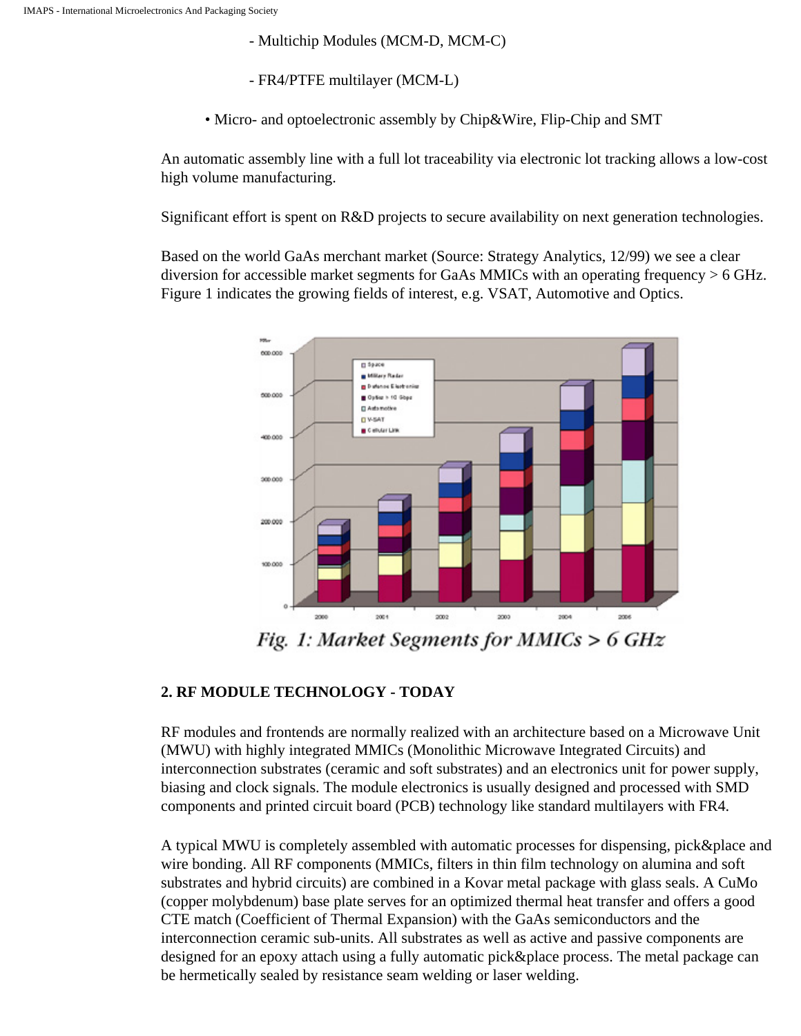- Multichip Modules (MCM-D, MCM-C)

- FR4/PTFE multilayer (MCM-L)

• Micro- and optoelectronic assembly by Chip&Wire, Flip-Chip and SMT

An automatic assembly line with a full lot traceability via electronic lot tracking allows a low-cost high volume manufacturing.

Significant effort is spent on R&D projects to secure availability on next generation technologies.

Based on the world GaAs merchant market (Source: Strategy Analytics, 12/99) we see a clear diversion for accessible market segments for GaAs MMICs with an operating frequency > 6 GHz. Figure 1 indicates the growing fields of interest, e.g. VSAT, Automotive and Optics.

*Fig. 1: Market Segments for MMICs > 6 GHz*

## 2. RF MODULE TECHNOLOGY - TODAY

RF modules and frontends are normally realized with an architecture based on a Microwave Unit (MWU) with highly integrated MMICs (Monolithic Microwave Integrated Circuits) and interconnection substrates (ceramic and soft substrates) and an electronics unit for power supply, biasing and clock signals. The module electronics is usually designed and processed with SMD components and printed circuit board (PCB) technology like standard multilayers with FR4.

A typical MWU is completely assembled with automatic processes for dispensing, pick&place and wire bonding. All RF components (MMICs, filters in thin film technology on alumina and soft substrates and hybrid circuits) are combined in a Kovar metal package with glass seals. A CuMo (copper molybdenum) base plate serves for an optimized thermal heat transfer and offers a good CTE match (Coefficient of Thermal Expansion) with the GaAs semiconductors and the interconnection ceramic sub-units. All substrates as well as active and passive components are designed for an epoxy attach using a fully automatic pick&place process. The metal package can be hermetically sealed by resistance seam welding or laser welding.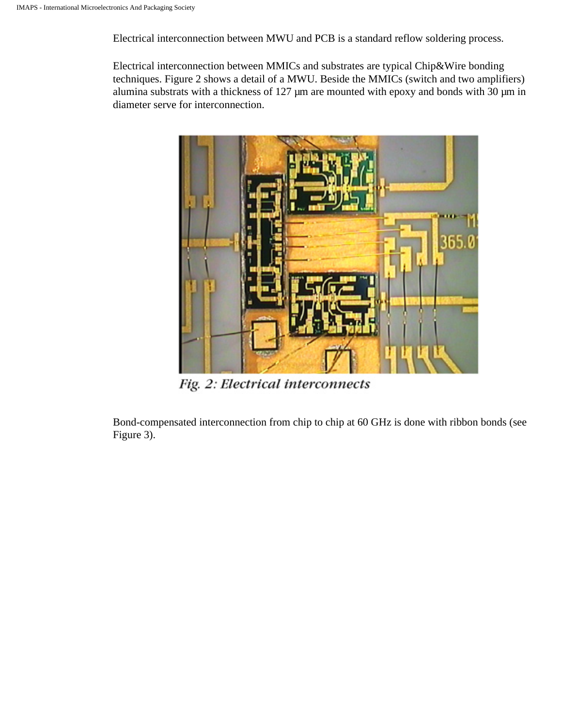Electrical interconnection between MWU and PCB is a standard reflow soldering process.

Electrical interconnection between MMICs and substrates are typical Chip&Wire bonding techniques. Figure 2 shows a detail of a MWU. Beside the MMICs (switch and two amplifiers) alumina substrats with a thickness of 127 µm are mounted with epoxy and bonds with 30 µm in diameter serve for interconnection.

*Fig. 2: Electrical interconnects*

Bond-compensated interconnection from chip to chip at 60 GHz is done with ribbon bonds (see Figure 3).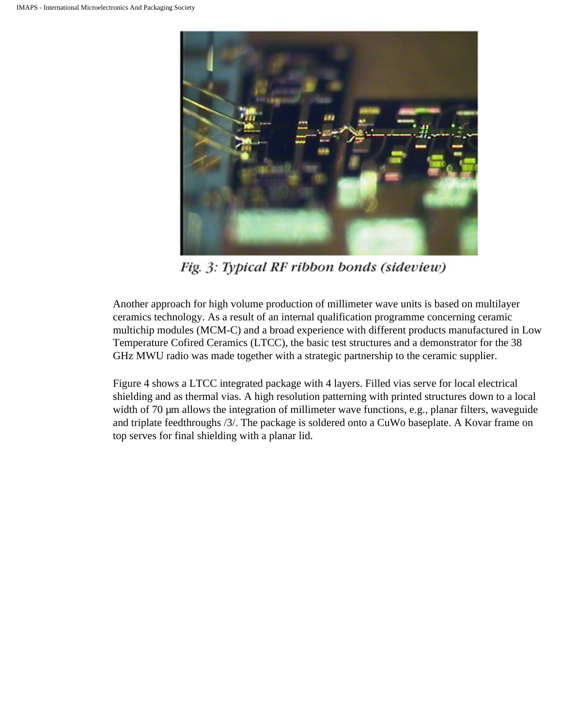Fig. 3: Typical RF ribbon bonds (sideview)

Another approach for high volume production of millimeter wave units is based on multilayer ceramics technology. As a result of an internal qualification programme concerning ceramic multichip modules (MCM-C) and a broad experience with different products manufactured in Low Temperature Cofired Ceramics (LTCC), the basic test structures and a demonstrator for the 38 GHz MWU radio was made together with a strategic partnership to the ceramic supplier.

Figure 4 shows a LTCC integrated package with 4 layers. Filled vias serve for local electrical shielding and as thermal vias. A high resolution patterning with printed structures down to a local width of 70 µm allows the integration of millimeter wave functions, e.g., planar filters, waveguide and triplate feedthroughs /3/. The package is soldered onto a CuWo baseplate. A Kovar frame on top serves for final shielding with a planar lid.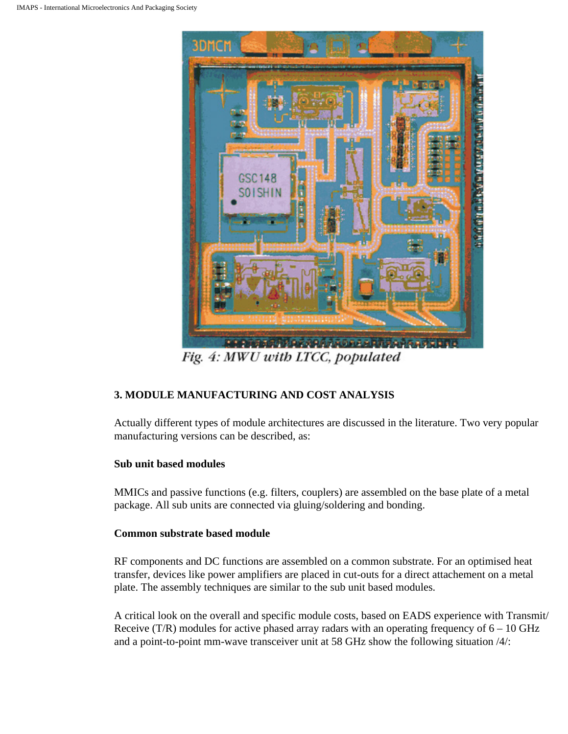Fig. 4: MWU with LTCC, populated

### 3. MODULE MANUFACTURING AND COST ANALYSIS

Actually different types of module architectures are discussed in the literature. Two very popular manufacturing versions can be described, as:

**Sub unit based modules**

MMICs and passive functions (e.g. filters, couplers) are assembled on the base plate of a metal package. All sub units are connected via gluing/soldering and bonding.

**Common substrate based module**

RF components and DC functions are assembled on a common substrate. For an optimised heat transfer, devices like power amplifiers are placed in cut-outs for a direct attachement on a metal plate. The assembly techniques are similar to the sub unit based modules.

A critical look on the overall and specific module costs, based on EADS experience with Transmit/Receive (T/R) modules for active phased array radars with an operating frequency of 6 – 10 GHz and a point-to-point mm-wave transceiver unit at 58 GHz show the following situation /4/: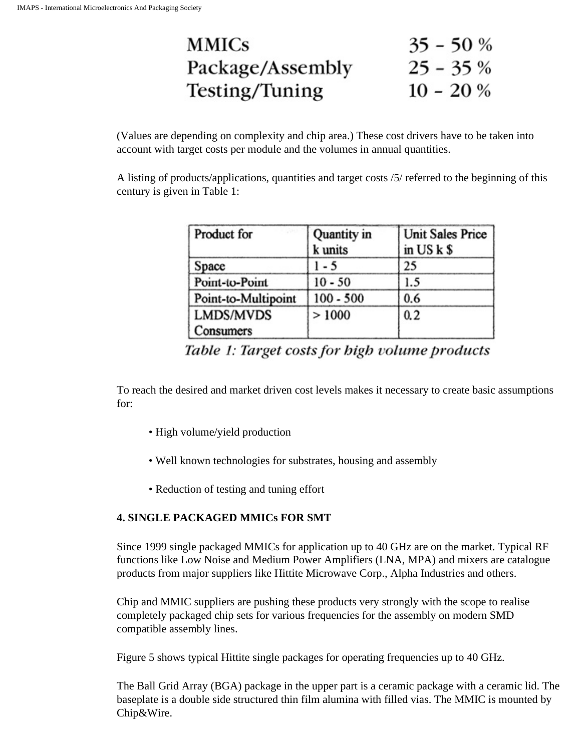| | |
|---|---|
| MMICs | 35 – 50 % |
| Package/Assembly | 25 – 35 % |
| Testing/Tuning | 10 – 20 % |

(Values are depending on complexity and chip area.) These cost drivers have to be taken into account with target costs per module and the volumes in annual quantities.

A listing of products/applications, quantities and target costs /5/ referred to the beginning of this century is given in Table 1:

| Product for | Quantity in k units | Unit Sales Price in US k $ |
|---|---|---|
| Space | 1 - 5 | 25 |
| Point-to-Point | 10 - 50 | 1.5 |
| Point-to-Multipoint | 100 - 500 | 0.6 |
| LMDS/MVDS Consumers | > 1000 | 0.2 |

*Table 1: Target costs for high volume products*

To reach the desired and market driven cost levels makes it necessary to create basic assumptions for:

- High volume/yield production
- Well known technologies for substrates, housing and assembly
- Reduction of testing and tuning effort

**4. SINGLE PACKAGED MMICs FOR SMT**

Since 1999 single packaged MMICs for application up to 40 GHz are on the market. Typical RF functions like Low Noise and Medium Power Amplifiers (LNA, MPA) and mixers are catalogue products from major suppliers like Hittite Microwave Corp., Alpha Industries and others.

Chip and MMIC suppliers are pushing these products very strongly with the scope to realise completely packaged chip sets for various frequencies for the assembly on modern SMD compatible assembly lines.

Figure 5 shows typical Hittite single packages for operating frequencies up to 40 GHz.

The Ball Grid Array (BGA) package in the upper part is a ceramic package with a ceramic lid. The baseplate is a double side structured thin film alumina with filled vias. The MMIC is mounted by Chip&Wire.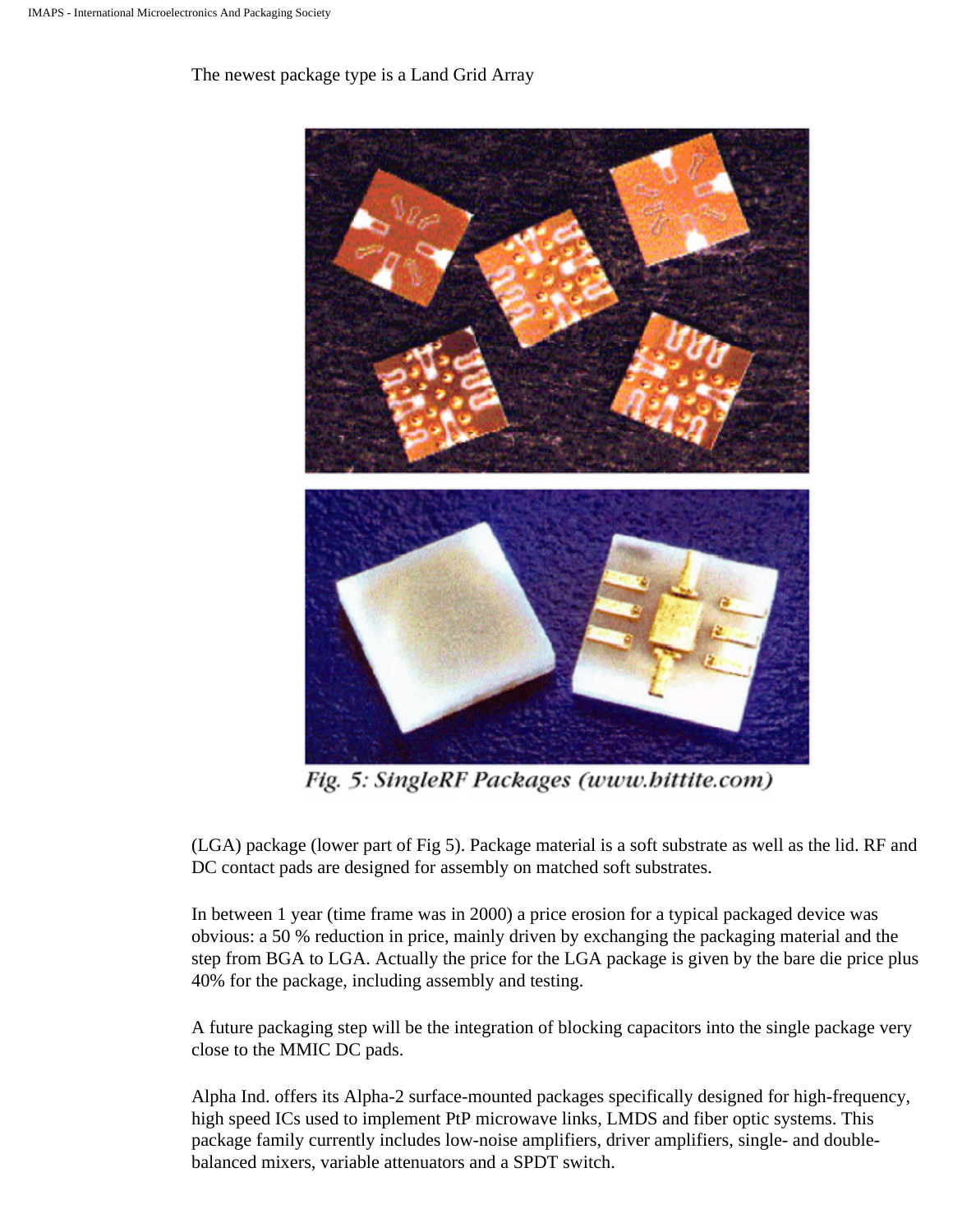The newest package type is a Land Grid Array

Fig. 5: SingleRF Packages (www.hittite.com)

(LGA) package (lower part of Fig 5). Package material is a soft substrate as well as the lid. RF and DC contact pads are designed for assembly on matched soft substrates.

In between 1 year (time frame was in 2000) a price erosion for a typical packaged device was obvious: a 50 % reduction in price, mainly driven by exchanging the packaging material and the step from BGA to LGA. Actually the price for the LGA package is given by the bare die price plus 40% for the package, including assembly and testing.

A future packaging step will be the integration of blocking capacitors into the single package very close to the MMIC DC pads.

Alpha Ind. offers its Alpha-2 surface-mounted packages specifically designed for high-frequency, high speed ICs used to implement PtP microwave links, LMDS and fiber optic systems. This package family currently includes low-noise amplifiers, driver amplifiers, single- and double-balanced mixers, variable attenuators and a SPDT switch.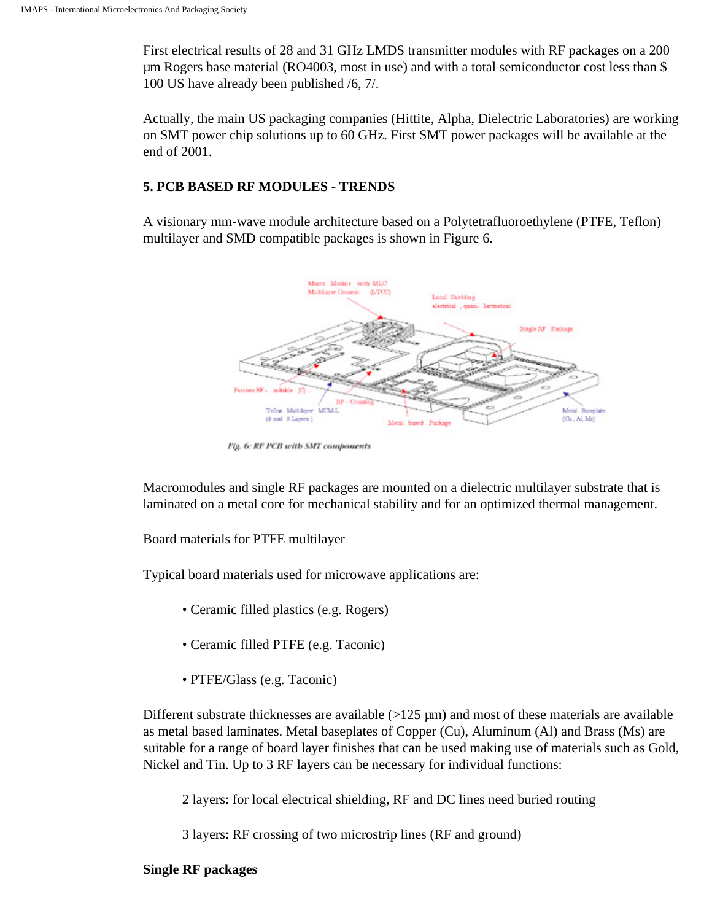First electrical results of 28 and 31 GHz LMDS transmitter modules with RF packages on a 200 µm Rogers base material (RO4003, most in use) and with a total semiconductor cost less than $ 100 US have already been published /6, 7/.

Actually, the main US packaging companies (Hittite, Alpha, Dielectric Laboratories) are working on SMT power chip solutions up to 60 GHz. First SMT power packages will be available at the end of 2001.

### 5. PCB BASED RF MODULES - TRENDS

A visionary mm-wave module architecture based on a Polytetrafluoroethylene (PTFE, Teflon) multilayer and SMD compatible packages is shown in Figure 6.

*Fig. 6: RF PCB with SMT components*

Macromodules and single RF packages are mounted on a dielectric multilayer substrate that is laminated on a metal core for mechanical stability and for an optimized thermal management.

Board materials for PTFE multilayer

Typical board materials used for microwave applications are:

- Ceramic filled plastics (e.g. Rogers)
- Ceramic filled PTFE (e.g. Taconic)
- PTFE/Glass (e.g. Taconic)

Different substrate thicknesses are available (>125 µm) and most of these materials are available as metal based laminates. Metal baseplates of Copper (Cu), Aluminum (Al) and Brass (Ms) are suitable for a range of board layer finishes that can be used making use of materials such as Gold, Nickel and Tin. Up to 3 RF layers can be necessary for individual functions:

2 layers: for local electrical shielding, RF and DC lines need buried routing

3 layers: RF crossing of two microstrip lines (RF and ground)

**Single RF packages**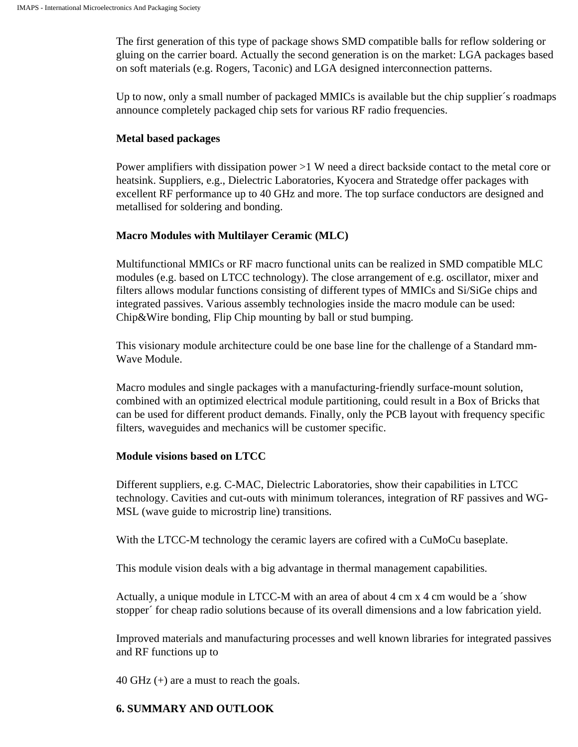The first generation of this type of package shows SMD compatible balls for reflow soldering or gluing on the carrier board. Actually the second generation is on the market: LGA packages based on soft materials (e.g. Rogers, Taconic) and LGA designed interconnection patterns.

Up to now, only a small number of packaged MMICs is available but the chip supplier´s roadmaps announce completely packaged chip sets for various RF radio frequencies.

**Metal based packages**

Power amplifiers with dissipation power >1 W need a direct backside contact to the metal core or heatsink. Suppliers, e.g., Dielectric Laboratories, Kyocera and Stratedge offer packages with excellent RF performance up to 40 GHz and more. The top surface conductors are designed and metallised for soldering and bonding.

**Macro Modules with Multilayer Ceramic (MLC)**

Multifunctional MMICs or RF macro functional units can be realized in SMD compatible MLC modules (e.g. based on LTCC technology). The close arrangement of e.g. oscillator, mixer and filters allows modular functions consisting of different types of MMICs and Si/SiGe chips and integrated passives. Various assembly technologies inside the macro module can be used: Chip&Wire bonding, Flip Chip mounting by ball or stud bumping.

This visionary module architecture could be one base line for the challenge of a Standard mm-Wave Module.

Macro modules and single packages with a manufacturing-friendly surface-mount solution, combined with an optimized electrical module partitioning, could result in a Box of Bricks that can be used for different product demands. Finally, only the PCB layout with frequency specific filters, waveguides and mechanics will be customer specific.

**Module visions based on LTCC**

Different suppliers, e.g. C-MAC, Dielectric Laboratories, show their capabilities in LTCC technology. Cavities and cut-outs with minimum tolerances, integration of RF passives and WG-MSL (wave guide to microstrip line) transitions.

With the LTCC-M technology the ceramic layers are cofired with a CuMoCu baseplate.

This module vision deals with a big advantage in thermal management capabilities.

Actually, a unique module in LTCC-M with an area of about 4 cm x 4 cm would be a ´show stopper´ for cheap radio solutions because of its overall dimensions and a low fabrication yield.

Improved materials and manufacturing processes and well known libraries for integrated passives and RF functions up to

40 GHz (+) are a must to reach the goals.

## 6. SUMMARY AND OUTLOOK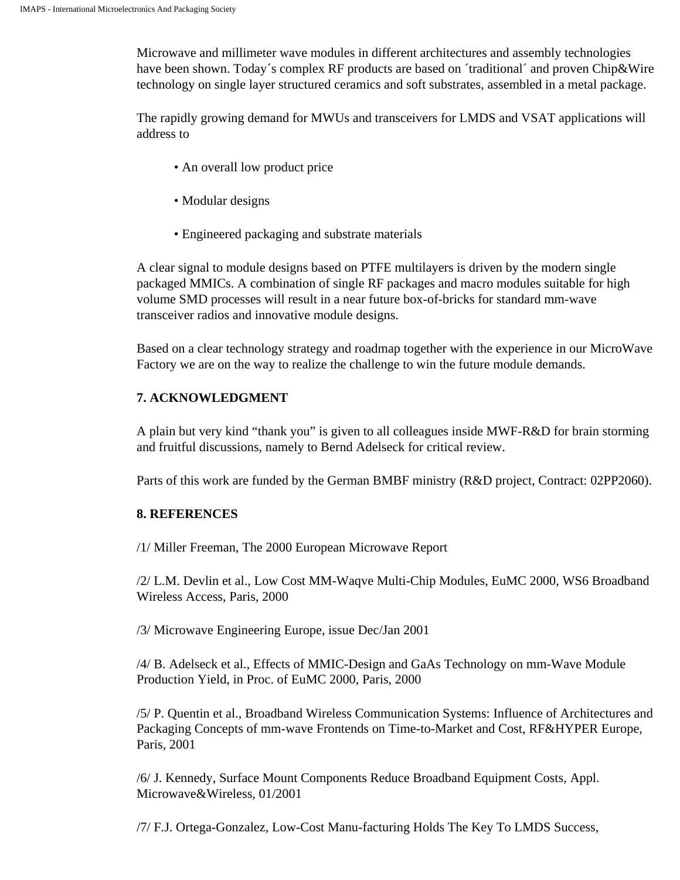Microwave and millimeter wave modules in different architectures and assembly technologies have been shown. Today´s complex RF products are based on ´traditional´ and proven Chip&Wire technology on single layer structured ceramics and soft substrates, assembled in a metal package.

The rapidly growing demand for MWUs and transceivers for LMDS and VSAT applications will address to

- An overall low product price
- Modular designs
- Engineered packaging and substrate materials

A clear signal to module designs based on PTFE multilayers is driven by the modern single packaged MMICs. A combination of single RF packages and macro modules suitable for high volume SMD processes will result in a near future box-of-bricks for standard mm-wave transceiver radios and innovative module designs.

Based on a clear technology strategy and roadmap together with the experience in our MicroWave Factory we are on the way to realize the challenge to win the future module demands.

## 7. ACKNOWLEDGMENT

A plain but very kind "thank you" is given to all colleagues inside MWF-R&D for brain storming and fruitful discussions, namely to Bernd Adelseck for critical review.

Parts of this work are funded by the German BMBF ministry (R&D project, Contract: 02PP2060).

## 8. REFERENCES

/1/ Miller Freeman, The 2000 European Microwave Report

/2/ L.M. Devlin et al., Low Cost MM-Waqve Multi-Chip Modules, EuMC 2000, WS6 Broadband Wireless Access, Paris, 2000

/3/ Microwave Engineering Europe, issue Dec/Jan 2001

/4/ B. Adelseck et al., Effects of MMIC-Design and GaAs Technology on mm-Wave Module Production Yield, in Proc. of EuMC 2000, Paris, 2000

/5/ P. Quentin et al., Broadband Wireless Communication Systems: Influence of Architectures and Packaging Concepts of mm-wave Frontends on Time-to-Market and Cost, RF&HYPER Europe, Paris, 2001

/6/ J. Kennedy, Surface Mount Components Reduce Broadband Equipment Costs, Appl. Microwave&Wireless, 01/2001

/7/ F.J. Ortega-Gonzalez, Low-Cost Manu-facturing Holds The Key To LMDS Success,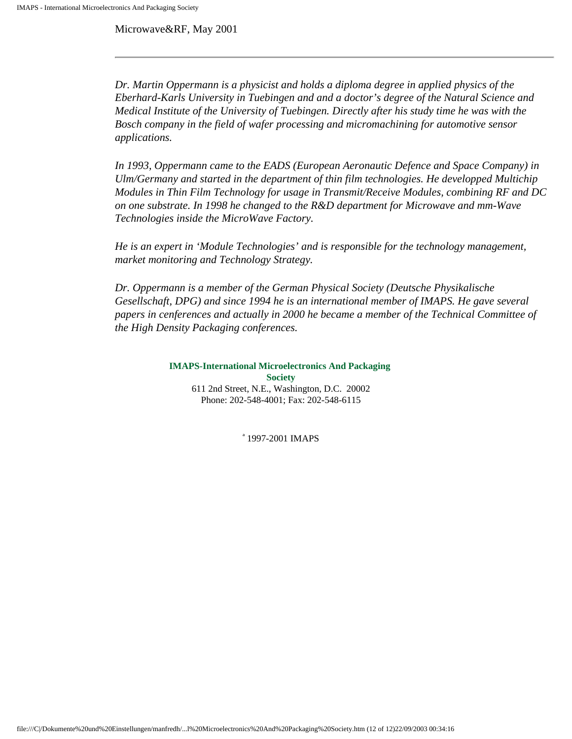Microwave&RF, May 2001

---

*Dr. Martin Oppermann is a physicist and holds a diploma degree in applied physics of the Eberhard-Karls University in Tuebingen and and a doctor's degree of the Natural Science and Medical Institute of the University of Tuebingen. Directly after his study time he was with the Bosch company in the field of wafer processing and micromachining for automotive sensor applications.*

*In 1993, Oppermann came to the EADS (European Aeronautic Defence and Space Company) in Ulm/Germany and started in the department of thin film technologies. He developped Multichip Modules in Thin Film Technology for usage in Transmit/Receive Modules, combining RF and DC on one substrate. In 1998 he changed to the R&D department for Microwave and mm-Wave Technologies inside the MicroWave Factory.*

*He is an expert in 'Module Technologies' and is responsible for the technology management, market monitoring and Technology Strategy.*

*Dr. Oppermann is a member of the German Physical Society (Deutsche Physikalische Gesellschaft, DPG) and since 1994 he is an international member of IMAPS. He gave several papers in cenferences and actually in 2000 he became a member of the Technical Committee of the High Density Packaging conferences.*

**IMAPS-International Microelectronics And Packaging Society**
611 2nd Street, N.E., Washington, D.C. 20002
Phone: 202-548-4001; Fax: 202-548-6115

ª 1997-2001 IMAPS